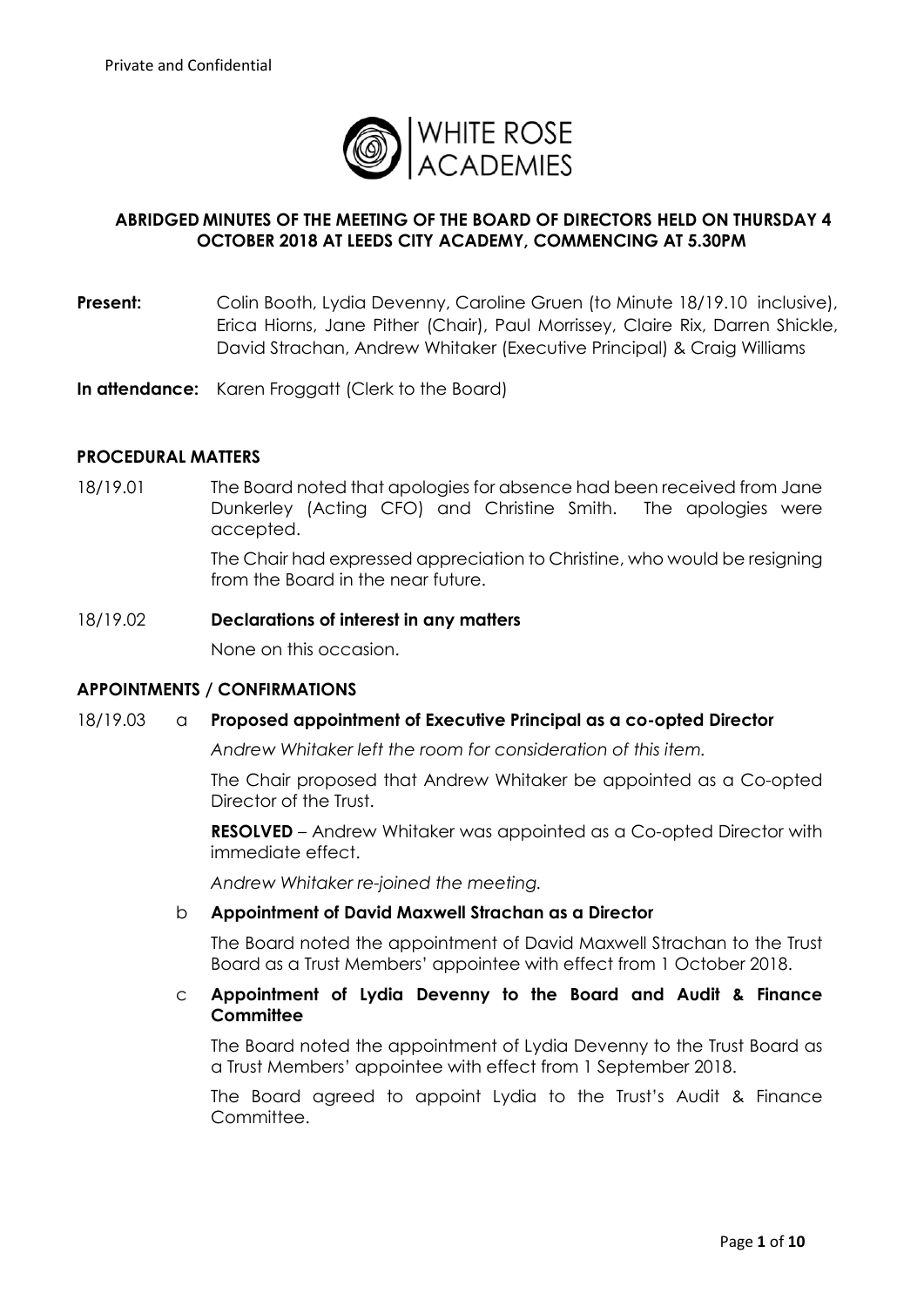Private and Confidential

WHITE ROSE ACADEMIES

**ABRIDGED MINUTES OF THE MEETING OF THE BOARD OF DIRECTORS HELD ON THURSDAY 4 OCTOBER 2018 AT LEEDS CITY ACADEMY, COMMENCING AT 5.30PM**

**Present:** Colin Booth, Lydia Devenny, Caroline Gruen (to Minute 18/19.10 inclusive), Erica Hiorns, Jane Pither (Chair), Paul Morrissey, Claire Rix, Darren Shickle, David Strachan, Andrew Whitaker (Executive Principal) & Craig Williams

**In attendance:** Karen Froggatt (Clerk to the Board)

## PROCEDURAL MATTERS

18/19.01 The Board noted that apologies for absence had been received from Jane Dunkerley (Acting CFO) and Christine Smith. The apologies were accepted.

The Chair had expressed appreciation to Christine, who would be resigning from the Board in the near future.

18/19.02 **Declarations of interest in any matters**

None on this occasion.

## APPOINTMENTS / CONFIRMATIONS

18/19.03 a **Proposed appointment of Executive Principal as a co-opted Director**

*Andrew Whitaker left the room for consideration of this item.*

The Chair proposed that Andrew Whitaker be appointed as a Co-opted Director of the Trust.

**RESOLVED** – Andrew Whitaker was appointed as a Co-opted Director with immediate effect.

*Andrew Whitaker re-joined the meeting.*

b **Appointment of David Maxwell Strachan as a Director**

The Board noted the appointment of David Maxwell Strachan to the Trust Board as a Trust Members' appointee with effect from 1 October 2018.

c **Appointment of Lydia Devenny to the Board and Audit & Finance Committee**

The Board noted the appointment of Lydia Devenny to the Trust Board as a Trust Members' appointee with effect from 1 September 2018.

The Board agreed to appoint Lydia to the Trust's Audit & Finance Committee.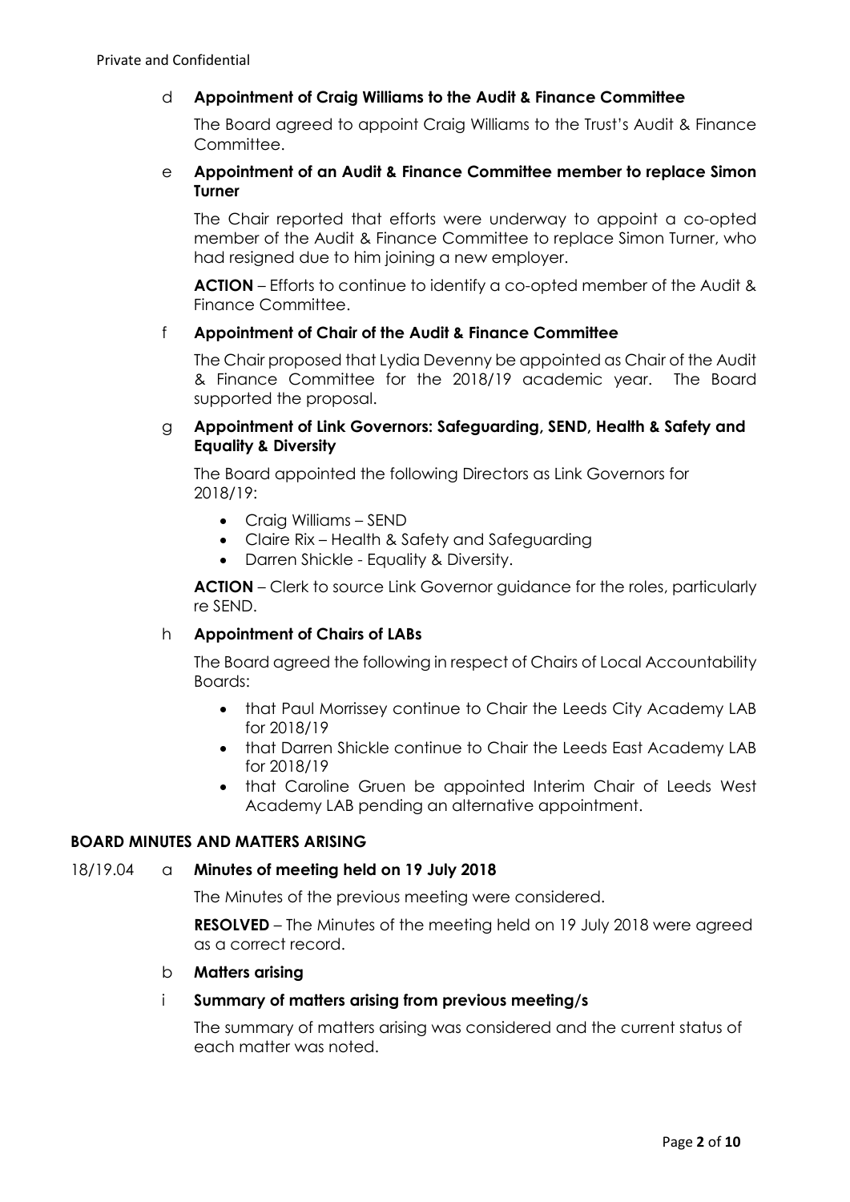**d Appointment of Craig Williams to the Audit & Finance Committee**

The Board agreed to appoint Craig Williams to the Trust's Audit & Finance Committee.

**e Appointment of an Audit & Finance Committee member to replace Simon Turner**

The Chair reported that efforts were underway to appoint a co-opted member of the Audit & Finance Committee to replace Simon Turner, who had resigned due to him joining a new employer.

**ACTION** – Efforts to continue to identify a co-opted member of the Audit & Finance Committee.

**f Appointment of Chair of the Audit & Finance Committee**

The Chair proposed that Lydia Devenny be appointed as Chair of the Audit & Finance Committee for the 2018/19 academic year. The Board supported the proposal.

**g Appointment of Link Governors: Safeguarding, SEND, Health & Safety and Equality & Diversity**

The Board appointed the following Directors as Link Governors for 2018/19:

- Craig Williams – SEND
- Claire Rix – Health & Safety and Safeguarding
- Darren Shickle - Equality & Diversity.

**ACTION** – Clerk to source Link Governor guidance for the roles, particularly re SEND.

**h Appointment of Chairs of LABs**

The Board agreed the following in respect of Chairs of Local Accountability Boards:

- that Paul Morrissey continue to Chair the Leeds City Academy LAB for 2018/19
- that Darren Shickle continue to Chair the Leeds East Academy LAB for 2018/19
- that Caroline Gruen be appointed Interim Chair of Leeds West Academy LAB pending an alternative appointment.

## BOARD MINUTES AND MATTERS ARISING

18/19.04 **a Minutes of meeting held on 19 July 2018**

The Minutes of the previous meeting were considered.

**RESOLVED** – The Minutes of the meeting held on 19 July 2018 were agreed as a correct record.

**b Matters arising**

**i Summary of matters arising from previous meeting/s**

The summary of matters arising was considered and the current status of each matter was noted.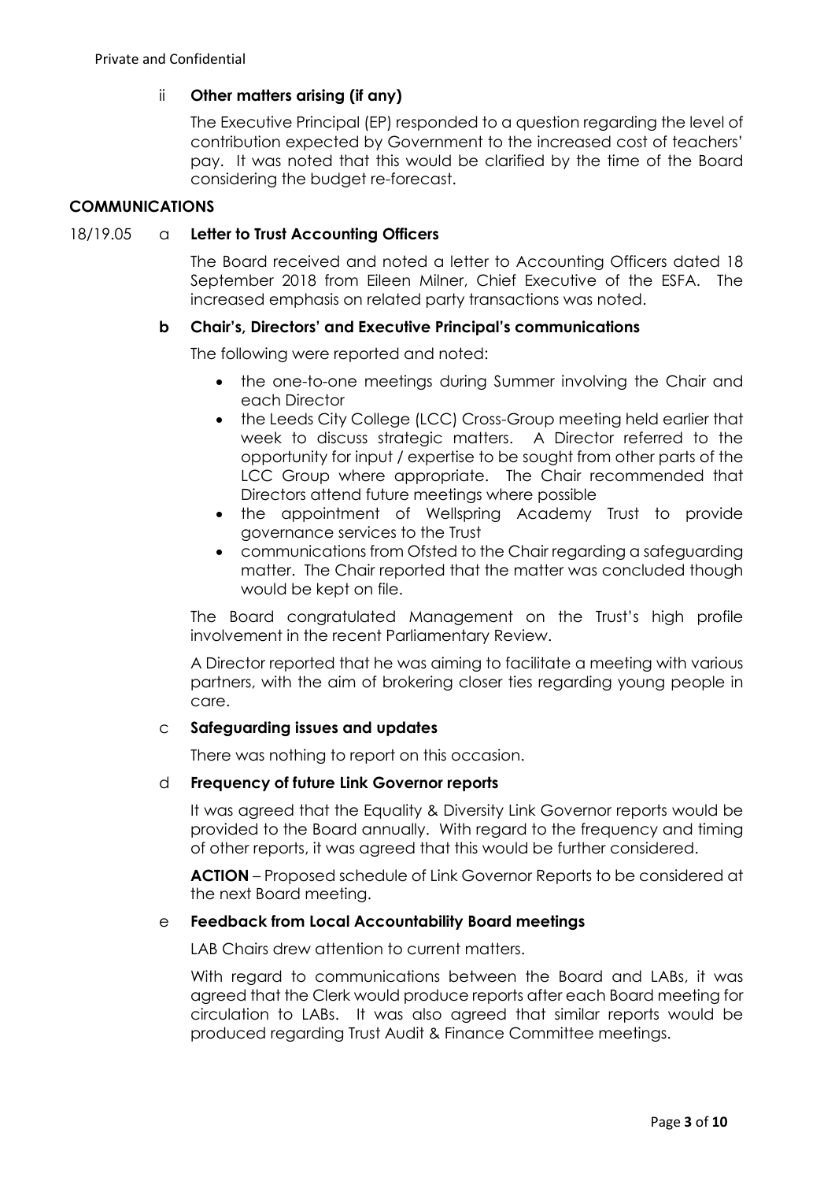ii **Other matters arising (if any)**

The Executive Principal (EP) responded to a question regarding the level of contribution expected by Government to the increased cost of teachers' pay. It was noted that this would be clarified by the time of the Board considering the budget re-forecast.

**COMMUNICATIONS**

18/19.05 a **Letter to Trust Accounting Officers**

The Board received and noted a letter to Accounting Officers dated 18 September 2018 from Eileen Milner, Chief Executive of the ESFA. The increased emphasis on related party transactions was noted.

**b Chair's, Directors' and Executive Principal's communications**

The following were reported and noted:

- the one-to-one meetings during Summer involving the Chair and each Director
- the Leeds City College (LCC) Cross-Group meeting held earlier that week to discuss strategic matters. A Director referred to the opportunity for input / expertise to be sought from other parts of the LCC Group where appropriate. The Chair recommended that Directors attend future meetings where possible
- the appointment of Wellspring Academy Trust to provide governance services to the Trust
- communications from Ofsted to the Chair regarding a safeguarding matter. The Chair reported that the matter was concluded though would be kept on file.

The Board congratulated Management on the Trust's high profile involvement in the recent Parliamentary Review.

A Director reported that he was aiming to facilitate a meeting with various partners, with the aim of brokering closer ties regarding young people in care.

c **Safeguarding issues and updates**

There was nothing to report on this occasion.

d **Frequency of future Link Governor reports**

It was agreed that the Equality & Diversity Link Governor reports would be provided to the Board annually. With regard to the frequency and timing of other reports, it was agreed that this would be further considered.

**ACTION** – Proposed schedule of Link Governor Reports to be considered at the next Board meeting.

e **Feedback from Local Accountability Board meetings**

LAB Chairs drew attention to current matters.

With regard to communications between the Board and LABs, it was agreed that the Clerk would produce reports after each Board meeting for circulation to LABs. It was also agreed that similar reports would be produced regarding Trust Audit & Finance Committee meetings.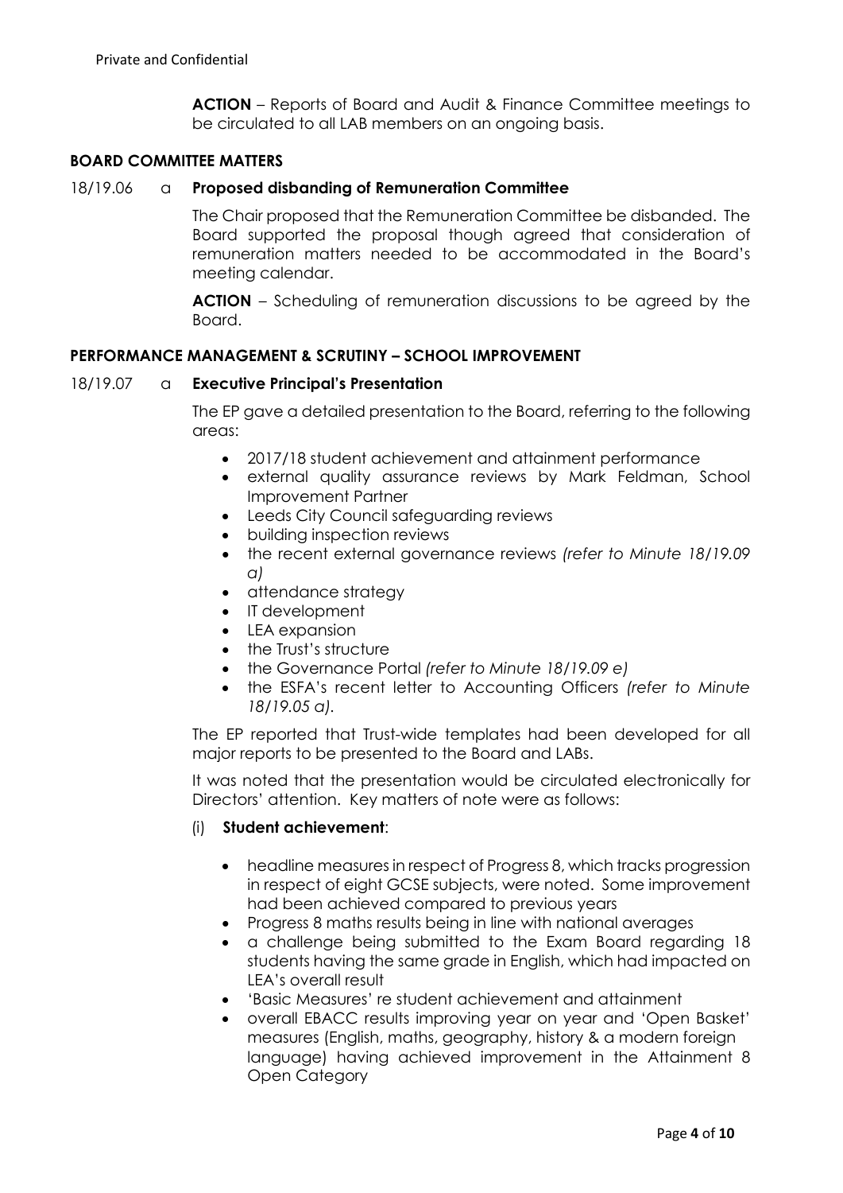**ACTION** – Reports of Board and Audit & Finance Committee meetings to be circulated to all LAB members on an ongoing basis.

## BOARD COMMITTEE MATTERS

### 18/19.06 a **Proposed disbanding of Remuneration Committee**

The Chair proposed that the Remuneration Committee be disbanded. The Board supported the proposal though agreed that consideration of remuneration matters needed to be accommodated in the Board's meeting calendar.

**ACTION** – Scheduling of remuneration discussions to be agreed by the Board.

## PERFORMANCE MANAGEMENT & SCRUTINY – SCHOOL IMPROVEMENT

### 18/19.07 a **Executive Principal's Presentation**

The EP gave a detailed presentation to the Board, referring to the following areas:

- 2017/18 student achievement and attainment performance
- external quality assurance reviews by Mark Feldman, School Improvement Partner
- Leeds City Council safeguarding reviews
- building inspection reviews
- the recent external governance reviews *(refer to Minute 18/19.09 a)*
- attendance strategy
- IT development
- LEA expansion
- the Trust's structure
- the Governance Portal *(refer to Minute 18/19.09 e)*
- the ESFA's recent letter to Accounting Officers *(refer to Minute 18/19.05 a)*.

The EP reported that Trust-wide templates had been developed for all major reports to be presented to the Board and LABs.

It was noted that the presentation would be circulated electronically for Directors' attention. Key matters of note were as follows:

(i) **Student achievement**:

- headline measures in respect of Progress 8, which tracks progression in respect of eight GCSE subjects, were noted. Some improvement had been achieved compared to previous years
- Progress 8 maths results being in line with national averages
- a challenge being submitted to the Exam Board regarding 18 students having the same grade in English, which had impacted on LEA's overall result
- 'Basic Measures' re student achievement and attainment
- overall EBACC results improving year on year and 'Open Basket' measures (English, maths, geography, history & a modern foreign language) having achieved improvement in the Attainment 8 Open Category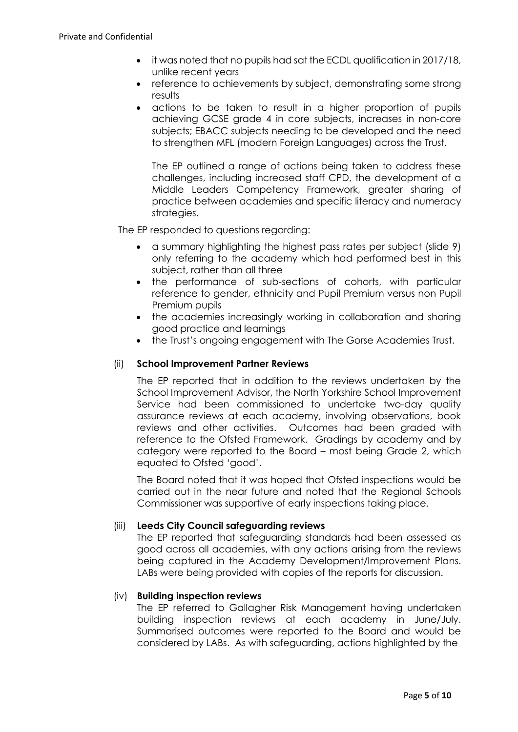- it was noted that no pupils had sat the ECDL qualification in 2017/18, unlike recent years
- reference to achievements by subject, demonstrating some strong results
- actions to be taken to result in a higher proportion of pupils achieving GCSE grade 4 in core subjects, increases in non-core subjects; EBACC subjects needing to be developed and the need to strengthen MFL (modern Foreign Languages) across the Trust.

  The EP outlined a range of actions being taken to address these challenges, including increased staff CPD, the development of a Middle Leaders Competency Framework, greater sharing of practice between academies and specific literacy and numeracy strategies.

The EP responded to questions regarding:

- a summary highlighting the highest pass rates per subject (slide 9) only referring to the academy which had performed best in this subject, rather than all three
- the performance of sub-sections of cohorts, with particular reference to gender, ethnicity and Pupil Premium versus non Pupil Premium pupils
- the academies increasingly working in collaboration and sharing good practice and learnings
- the Trust's ongoing engagement with The Gorse Academies Trust.

(ii) **School Improvement Partner Reviews**

The EP reported that in addition to the reviews undertaken by the School Improvement Advisor, the North Yorkshire School Improvement Service had been commissioned to undertake two-day quality assurance reviews at each academy, involving observations, book reviews and other activities. Outcomes had been graded with reference to the Ofsted Framework. Gradings by academy and by category were reported to the Board – most being Grade 2, which equated to Ofsted 'good'.

The Board noted that it was hoped that Ofsted inspections would be carried out in the near future and noted that the Regional Schools Commissioner was supportive of early inspections taking place.

(iii) **Leeds City Council safeguarding reviews**

The EP reported that safeguarding standards had been assessed as good across all academies, with any actions arising from the reviews being captured in the Academy Development/Improvement Plans. LABs were being provided with copies of the reports for discussion.

(iv) **Building inspection reviews**

The EP referred to Gallagher Risk Management having undertaken building inspection reviews at each academy in June/July. Summarised outcomes were reported to the Board and would be considered by LABs. As with safeguarding, actions highlighted by the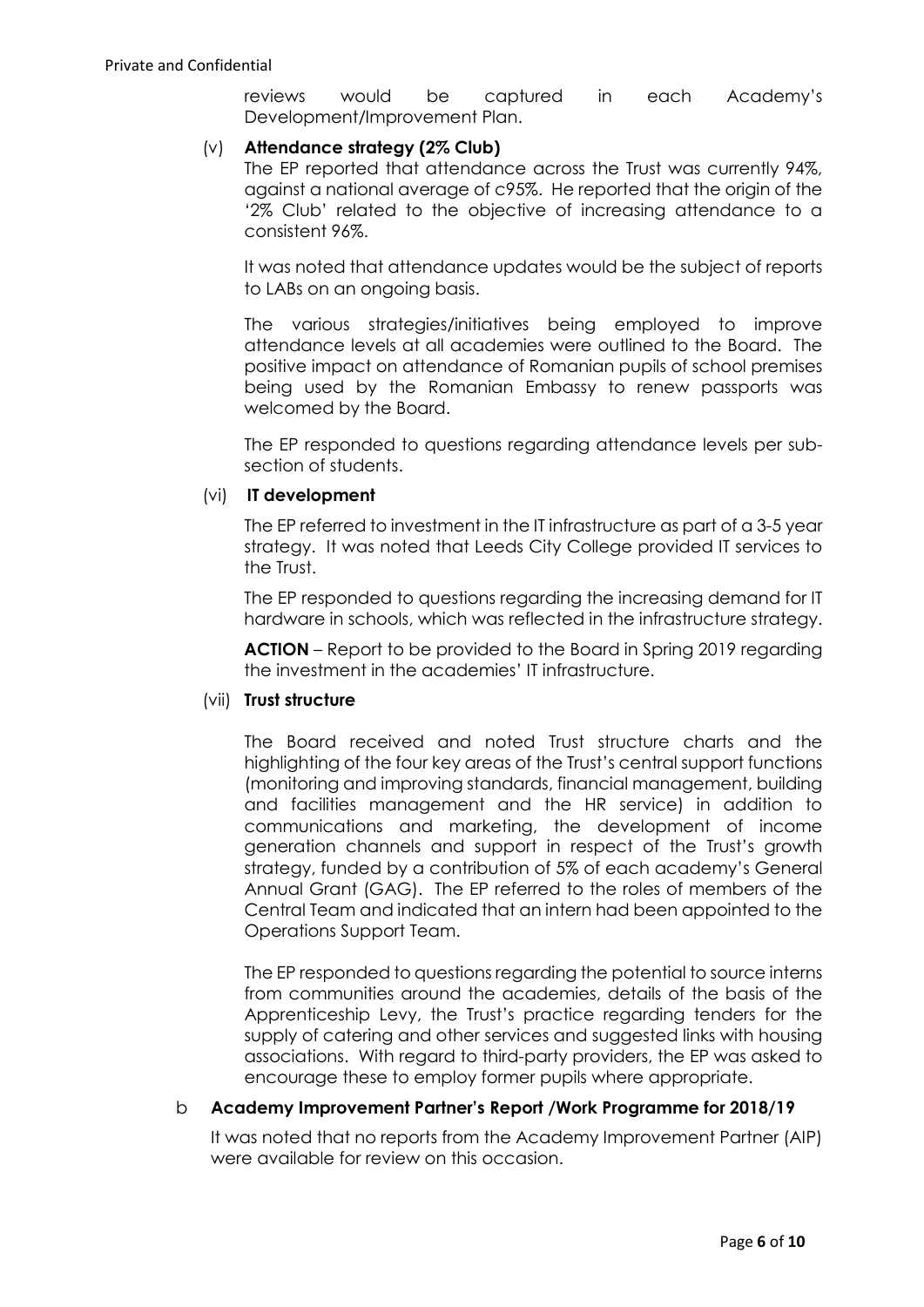reviews would be captured in each Academy's Development/Improvement Plan.

(v) **Attendance strategy (2% Club)**

The EP reported that attendance across the Trust was currently 94%, against a national average of c95%. He reported that the origin of the '2% Club' related to the objective of increasing attendance to a consistent 96%.

It was noted that attendance updates would be the subject of reports to LABs on an ongoing basis.

The various strategies/initiatives being employed to improve attendance levels at all academies were outlined to the Board. The positive impact on attendance of Romanian pupils of school premises being used by the Romanian Embassy to renew passports was welcomed by the Board.

The EP responded to questions regarding attendance levels per sub-section of students.

(vi) **IT development**

The EP referred to investment in the IT infrastructure as part of a 3-5 year strategy. It was noted that Leeds City College provided IT services to the Trust.

The EP responded to questions regarding the increasing demand for IT hardware in schools, which was reflected in the infrastructure strategy.

**ACTION** – Report to be provided to the Board in Spring 2019 regarding the investment in the academies' IT infrastructure.

(vii) **Trust structure**

The Board received and noted Trust structure charts and the highlighting of the four key areas of the Trust's central support functions (monitoring and improving standards, financial management, building and facilities management and the HR service) in addition to communications and marketing, the development of income generation channels and support in respect of the Trust's growth strategy, funded by a contribution of 5% of each academy's General Annual Grant (GAG). The EP referred to the roles of members of the Central Team and indicated that an intern had been appointed to the Operations Support Team.

The EP responded to questions regarding the potential to source interns from communities around the academies, details of the basis of the Apprenticeship Levy, the Trust's practice regarding tenders for the supply of catering and other services and suggested links with housing associations. With regard to third-party providers, the EP was asked to encourage these to employ former pupils where appropriate.

b **Academy Improvement Partner's Report /Work Programme for 2018/19**

It was noted that no reports from the Academy Improvement Partner (AIP) were available for review on this occasion.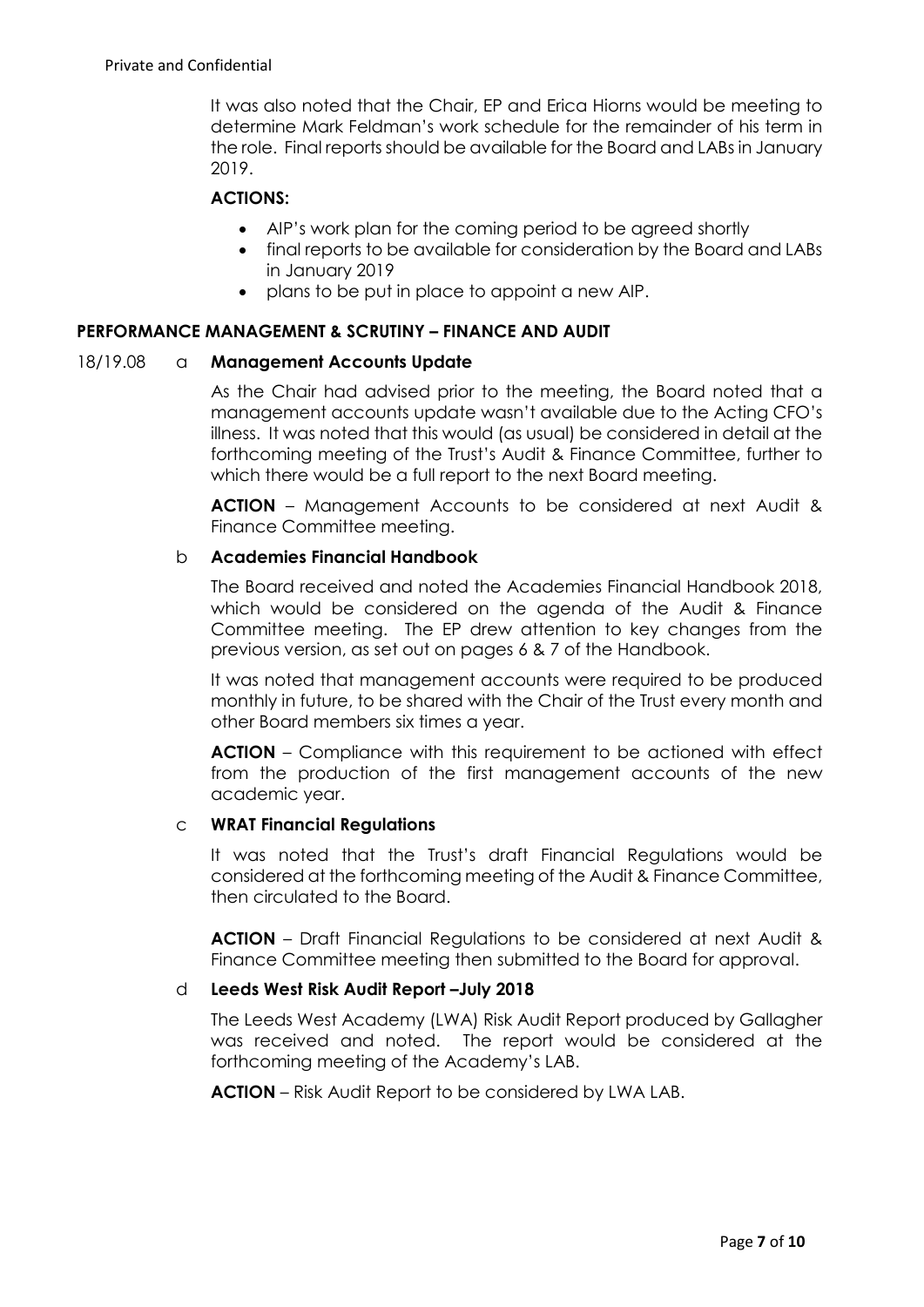It was also noted that the Chair, EP and Erica Hiorns would be meeting to determine Mark Feldman's work schedule for the remainder of his term in the role. Final reports should be available for the Board and LABs in January 2019.

**ACTIONS:**

- AIP's work plan for the coming period to be agreed shortly
- final reports to be available for consideration by the Board and LABs in January 2019
- plans to be put in place to appoint a new AIP.

## PERFORMANCE MANAGEMENT & SCRUTINY – FINANCE AND AUDIT

18/19.08 a **Management Accounts Update**

As the Chair had advised prior to the meeting, the Board noted that a management accounts update wasn't available due to the Acting CFO's illness. It was noted that this would (as usual) be considered in detail at the forthcoming meeting of the Trust's Audit & Finance Committee, further to which there would be a full report to the next Board meeting.

**ACTION** – Management Accounts to be considered at next Audit & Finance Committee meeting.

b **Academies Financial Handbook**

The Board received and noted the Academies Financial Handbook 2018, which would be considered on the agenda of the Audit & Finance Committee meeting. The EP drew attention to key changes from the previous version, as set out on pages 6 & 7 of the Handbook.

It was noted that management accounts were required to be produced monthly in future, to be shared with the Chair of the Trust every month and other Board members six times a year.

**ACTION** – Compliance with this requirement to be actioned with effect from the production of the first management accounts of the new academic year.

c **WRAT Financial Regulations**

It was noted that the Trust's draft Financial Regulations would be considered at the forthcoming meeting of the Audit & Finance Committee, then circulated to the Board.

**ACTION** – Draft Financial Regulations to be considered at next Audit & Finance Committee meeting then submitted to the Board for approval.

d **Leeds West Risk Audit Report –July 2018**

The Leeds West Academy (LWA) Risk Audit Report produced by Gallagher was received and noted. The report would be considered at the forthcoming meeting of the Academy's LAB.

**ACTION** – Risk Audit Report to be considered by LWA LAB.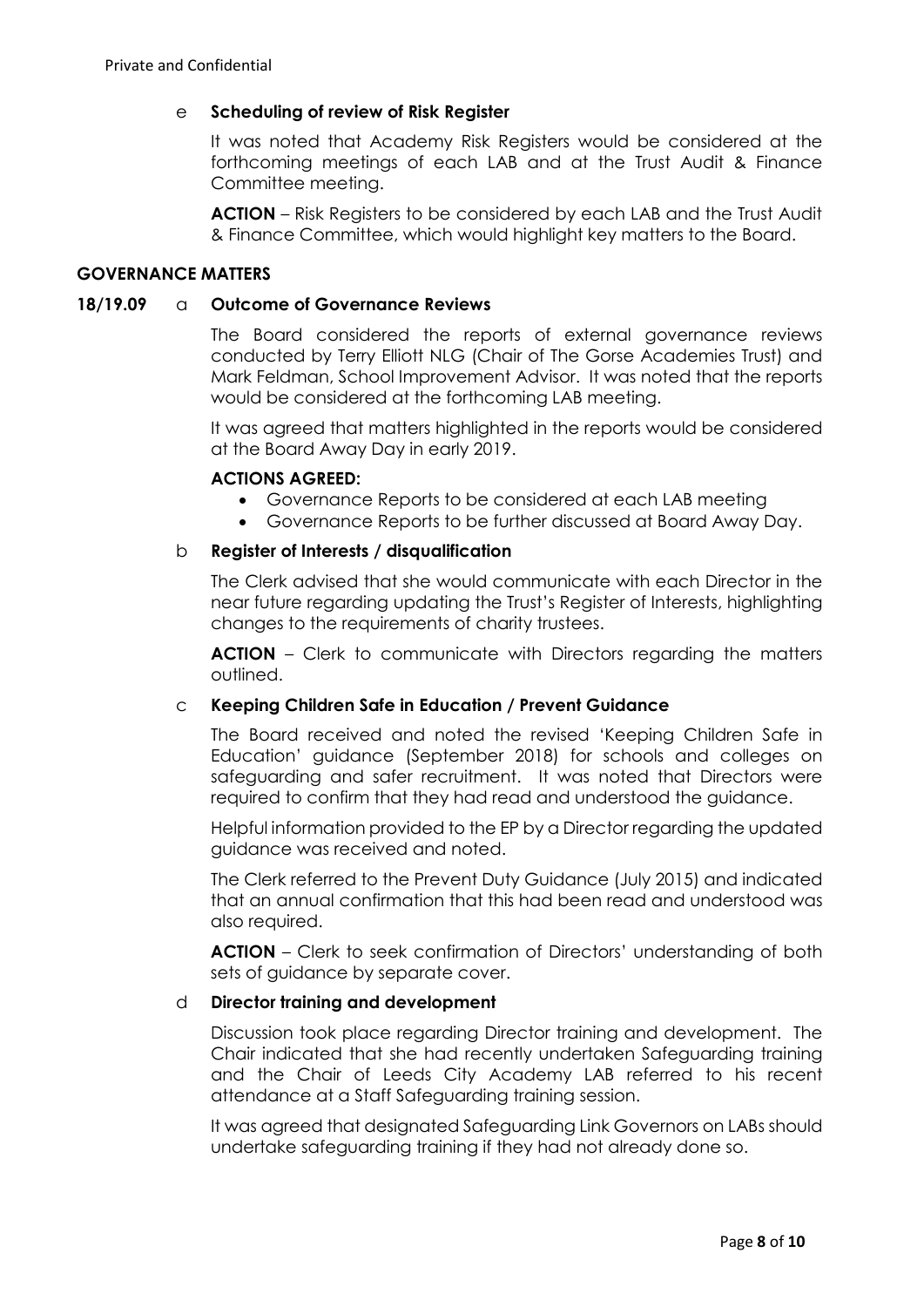e **Scheduling of review of Risk Register**

It was noted that Academy Risk Registers would be considered at the forthcoming meetings of each LAB and at the Trust Audit & Finance Committee meeting.

**ACTION** – Risk Registers to be considered by each LAB and the Trust Audit & Finance Committee, which would highlight key matters to the Board.

## GOVERNANCE MATTERS

**18/19.09** a **Outcome of Governance Reviews**

The Board considered the reports of external governance reviews conducted by Terry Elliott NLG (Chair of The Gorse Academies Trust) and Mark Feldman, School Improvement Advisor. It was noted that the reports would be considered at the forthcoming LAB meeting.

It was agreed that matters highlighted in the reports would be considered at the Board Away Day in early 2019.

**ACTIONS AGREED:**

- Governance Reports to be considered at each LAB meeting
- Governance Reports to be further discussed at Board Away Day.

b **Register of Interests / disqualification**

The Clerk advised that she would communicate with each Director in the near future regarding updating the Trust's Register of Interests, highlighting changes to the requirements of charity trustees.

**ACTION** – Clerk to communicate with Directors regarding the matters outlined.

c **Keeping Children Safe in Education / Prevent Guidance**

The Board received and noted the revised 'Keeping Children Safe in Education' guidance (September 2018) for schools and colleges on safeguarding and safer recruitment. It was noted that Directors were required to confirm that they had read and understood the guidance.

Helpful information provided to the EP by a Director regarding the updated guidance was received and noted.

The Clerk referred to the Prevent Duty Guidance (July 2015) and indicated that an annual confirmation that this had been read and understood was also required.

**ACTION** – Clerk to seek confirmation of Directors' understanding of both sets of guidance by separate cover.

d **Director training and development**

Discussion took place regarding Director training and development. The Chair indicated that she had recently undertaken Safeguarding training and the Chair of Leeds City Academy LAB referred to his recent attendance at a Staff Safeguarding training session.

It was agreed that designated Safeguarding Link Governors on LABs should undertake safeguarding training if they had not already done so.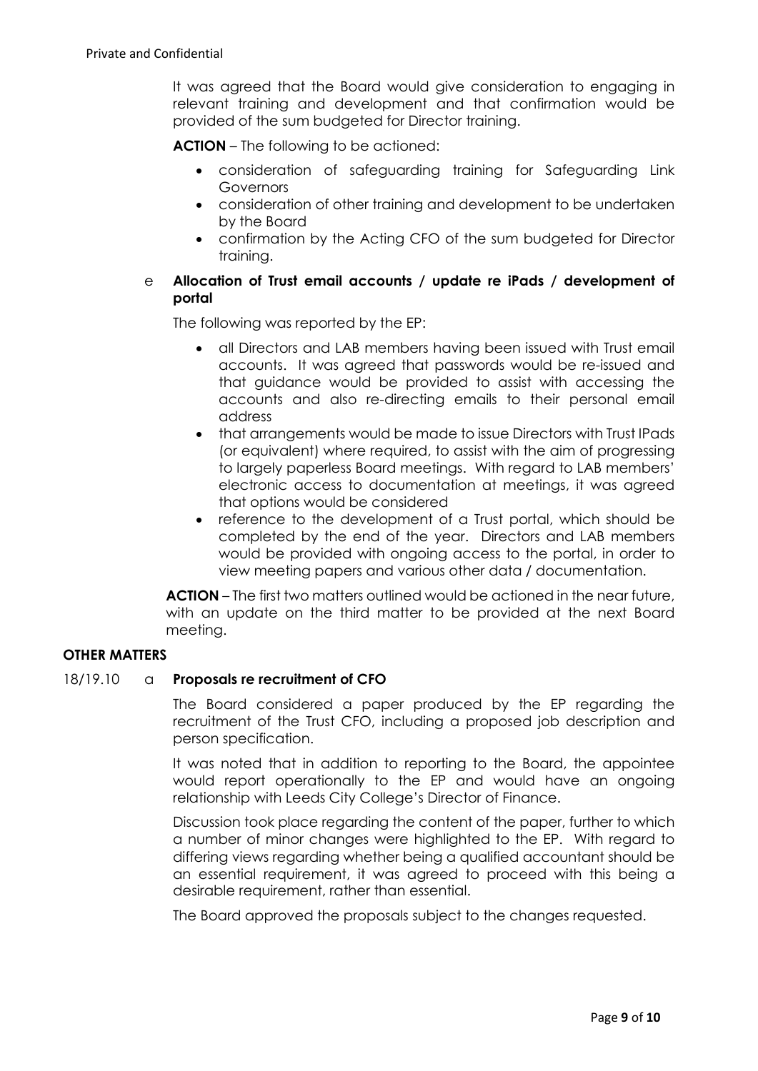It was agreed that the Board would give consideration to engaging in relevant training and development and that confirmation would be provided of the sum budgeted for Director training.

**ACTION** – The following to be actioned:

- consideration of safeguarding training for Safeguarding Link Governors
- consideration of other training and development to be undertaken by the Board
- confirmation by the Acting CFO of the sum budgeted for Director training.

e **Allocation of Trust email accounts / update re iPads / development of portal**

The following was reported by the EP:

- all Directors and LAB members having been issued with Trust email accounts. It was agreed that passwords would be re-issued and that guidance would be provided to assist with accessing the accounts and also re-directing emails to their personal email address
- that arrangements would be made to issue Directors with Trust IPads (or equivalent) where required, to assist with the aim of progressing to largely paperless Board meetings. With regard to LAB members' electronic access to documentation at meetings, it was agreed that options would be considered
- reference to the development of a Trust portal, which should be completed by the end of the year. Directors and LAB members would be provided with ongoing access to the portal, in order to view meeting papers and various other data / documentation.

**ACTION** – The first two matters outlined would be actioned in the near future, with an update on the third matter to be provided at the next Board meeting.

**OTHER MATTERS**

18/19.10 a **Proposals re recruitment of CFO**

The Board considered a paper produced by the EP regarding the recruitment of the Trust CFO, including a proposed job description and person specification.

It was noted that in addition to reporting to the Board, the appointee would report operationally to the EP and would have an ongoing relationship with Leeds City College's Director of Finance.

Discussion took place regarding the content of the paper, further to which a number of minor changes were highlighted to the EP. With regard to differing views regarding whether being a qualified accountant should be an essential requirement, it was agreed to proceed with this being a desirable requirement, rather than essential.

The Board approved the proposals subject to the changes requested.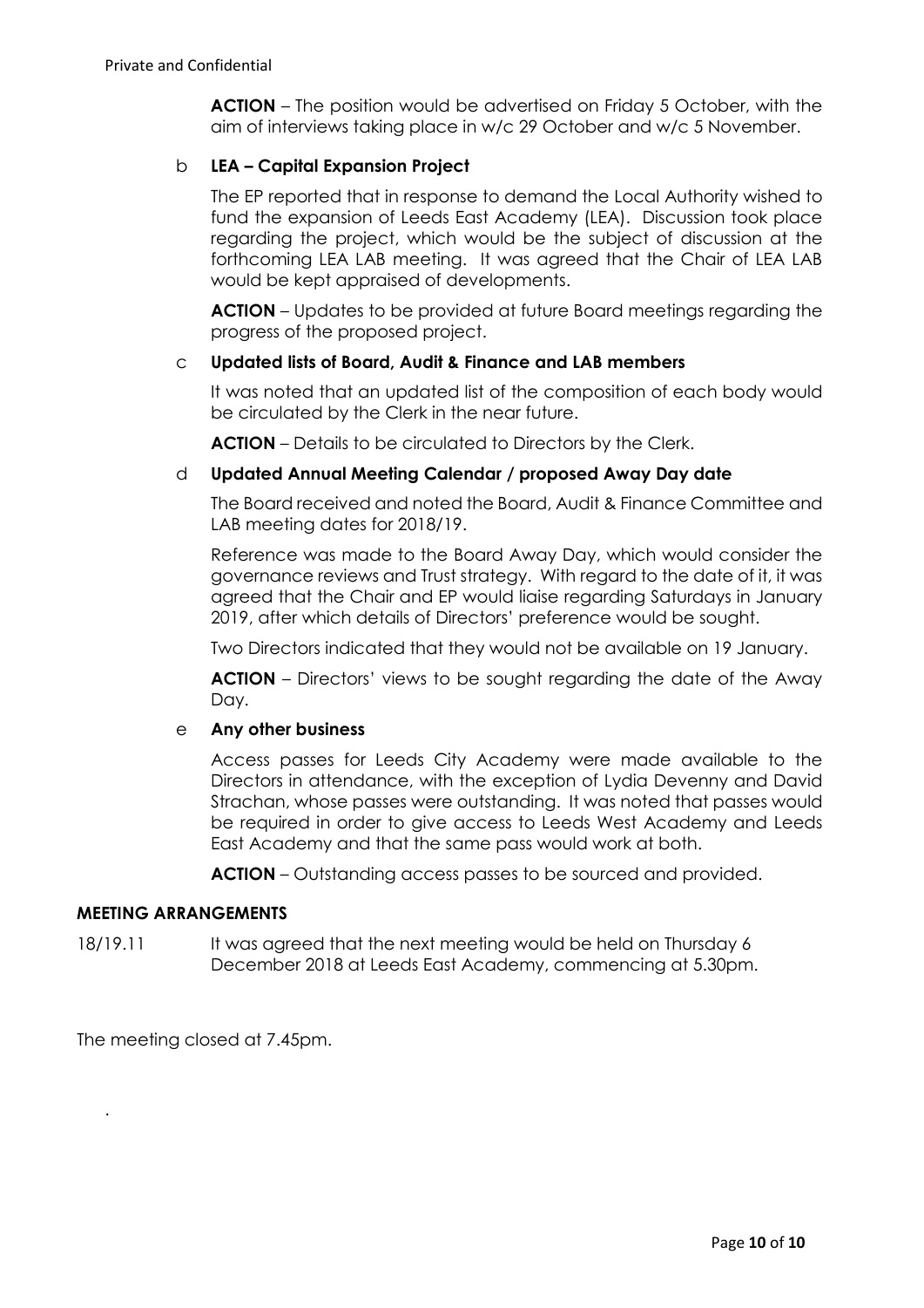**ACTION** – The position would be advertised on Friday 5 October, with the aim of interviews taking place in w/c 29 October and w/c 5 November.

b **LEA – Capital Expansion Project**

The EP reported that in response to demand the Local Authority wished to fund the expansion of Leeds East Academy (LEA). Discussion took place regarding the project, which would be the subject of discussion at the forthcoming LEA LAB meeting. It was agreed that the Chair of LEA LAB would be kept appraised of developments.

**ACTION** – Updates to be provided at future Board meetings regarding the progress of the proposed project.

c **Updated lists of Board, Audit & Finance and LAB members**

It was noted that an updated list of the composition of each body would be circulated by the Clerk in the near future.

**ACTION** – Details to be circulated to Directors by the Clerk.

d **Updated Annual Meeting Calendar / proposed Away Day date**

The Board received and noted the Board, Audit & Finance Committee and LAB meeting dates for 2018/19.

Reference was made to the Board Away Day, which would consider the governance reviews and Trust strategy. With regard to the date of it, it was agreed that the Chair and EP would liaise regarding Saturdays in January 2019, after which details of Directors' preference would be sought.

Two Directors indicated that they would not be available on 19 January.

**ACTION** – Directors' views to be sought regarding the date of the Away Day.

e **Any other business**

Access passes for Leeds City Academy were made available to the Directors in attendance, with the exception of Lydia Devenny and David Strachan, whose passes were outstanding. It was noted that passes would be required in order to give access to Leeds West Academy and Leeds East Academy and that the same pass would work at both.

**ACTION** – Outstanding access passes to be sourced and provided.

**MEETING ARRANGEMENTS**

18/19.11 It was agreed that the next meeting would be held on Thursday 6 December 2018 at Leeds East Academy, commencing at 5.30pm.

The meeting closed at 7.45pm.